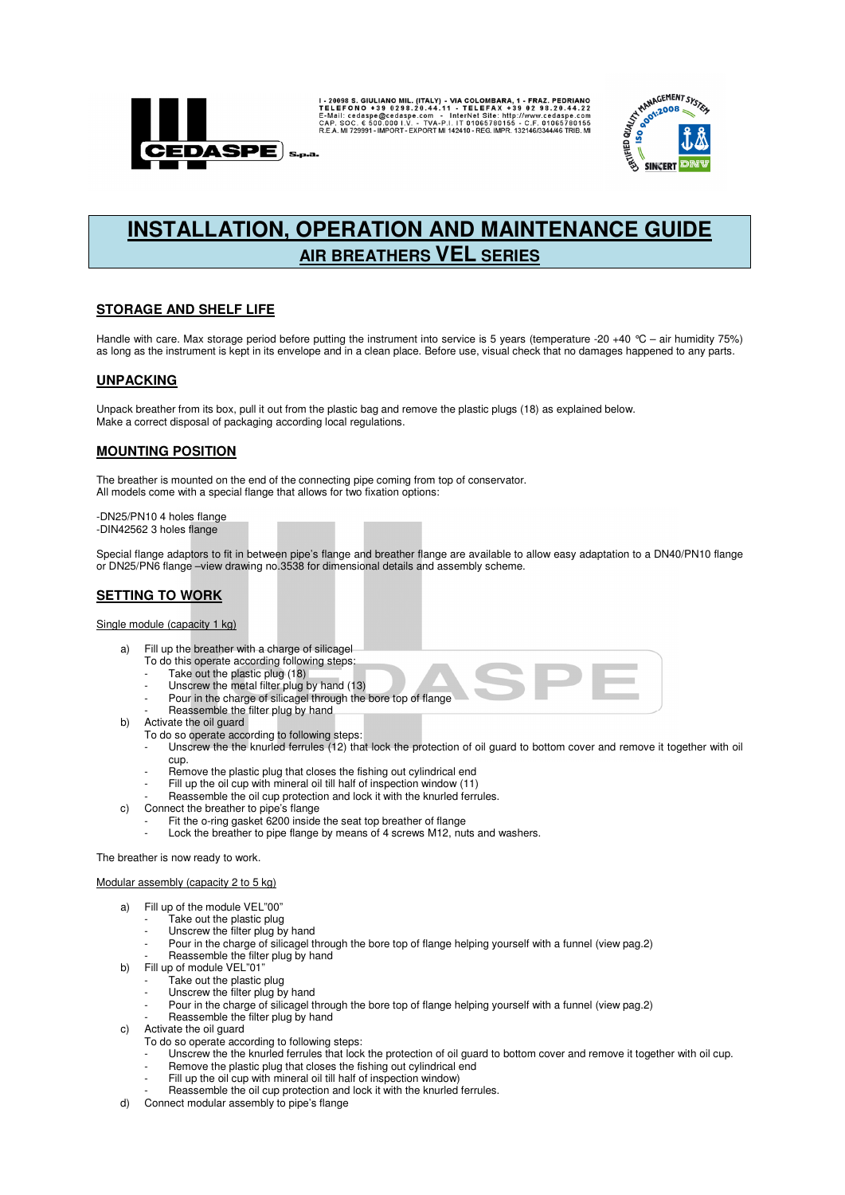I - 20098 S. GIULIANO MIL. (ITALY) - VIA COLOMBARA, 1 - FRAZ. PEDRIANO
TELEFONO +39 0298.20.44.11 - TELEFAX +39 02 98.20.44.22
E-Mail: cedaspe@cedaspe.com - InterNet Site: http://www.cedaspe.com
CAP. SOC. € 500.000 I.V. - TVA-P.I. IT 01065780155 - C.F. 01065780155
R.E.A. MI 729991 - IMPORT - EXPORT MI 142410 - REG. IMPR. 132146/3344/46 TRIB. MI

# INSTALLATION, OPERATION AND MAINTENANCE GUIDE

## AIR BREATHERS VEL SERIES

### STORAGE AND SHELF LIFE

Handle with care. Max storage period before putting the instrument into service is 5 years (temperature -20 +40 °C – air humidity 75%) as long as the instrument is kept in its envelope and in a clean place. Before use, visual check that no damages happened to any parts.

### UNPACKING

Unpack breather from its box, pull it out from the plastic bag and remove the plastic plugs (18) as explained below.
Make a correct disposal of packaging according local regulations.

### MOUNTING POSITION

The breather is mounted on the end of the connecting pipe coming from top of conservator.
All models come with a special flange that allows for two fixation options:

-DN25/PN10 4 holes flange
-DIN42562 3 holes flange

Special flange adaptors to fit in between pipe's flange and breather flange are available to allow easy adaptation to a DN40/PN10 flange or DN25/PN6 flange –view drawing no.3538 for dimensional details and assembly scheme.

### SETTING TO WORK

Single module (capacity 1 kg)

a) Fill up the breather with a charge of silicagel
   To do this operate according following steps:
   - Take out the plastic plug (18)
   - Unscrew the metal filter plug by hand (13)
   - Pour in the charge of silicagel through the bore top of flange
   - Reassemble the filter plug by hand
b) Activate the oil guard
   To do so operate according to following steps:
   - Unscrew the the knurled ferrules (12) that lock the protection of oil guard to bottom cover and remove it together with oil cup.
   - Remove the plastic plug that closes the fishing out cylindrical end
   - Fill up the oil cup with mineral oil till half of inspection window (11)
   - Reassemble the oil cup protection and lock it with the knurled ferrules.
c) Connect the breather to pipe's flange
   - Fit the o-ring gasket 6200 inside the seat top breather of flange
   - Lock the breather to pipe flange by means of 4 screws M12, nuts and washers.

The breather is now ready to work.

Modular assembly (capacity 2 to 5 kg)

a) Fill up of the module VEL"00"
   - Take out the plastic plug
   - Unscrew the filter plug by hand
   - Pour in the charge of silicagel through the bore top of flange helping yourself with a funnel (view pag.2)
   - Reassemble the filter plug by hand
b) Fill up of module VEL"01"
   - Take out the plastic plug
   - Unscrew the filter plug by hand
   - Pour in the charge of silicagel through the bore top of flange helping yourself with a funnel (view pag.2)
   - Reassemble the filter plug by hand
c) Activate the oil guard
   To do so operate according to following steps:
   - Unscrew the the knurled ferrules that lock the protection of oil guard to bottom cover and remove it together with oil cup.
   - Remove the plastic plug that closes the fishing out cylindrical end
   - Fill up the oil cup with mineral oil till half of inspection window)
   - Reassemble the oil cup protection and lock it with the knurled ferrules.
d) Connect modular assembly to pipe's flange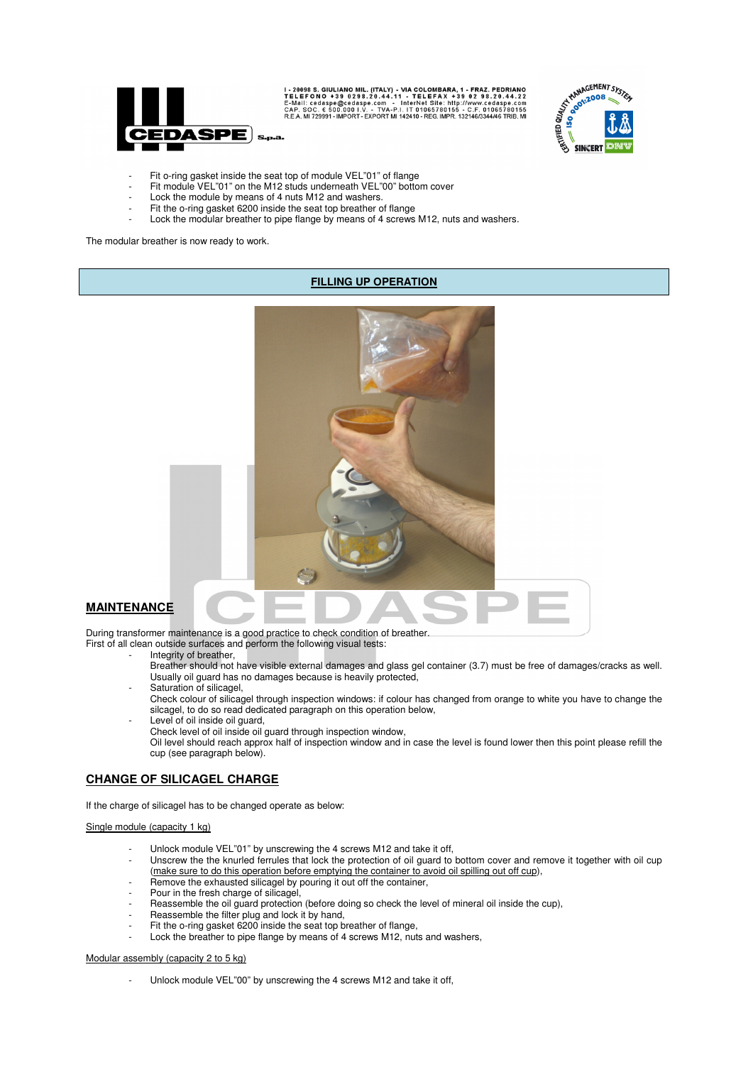- Fit o-ring gasket inside the seat top of module VEL"01" of flange
- Fit module VEL"01" on the M12 studs underneath VEL"00" bottom cover
- Lock the module by means of 4 nuts M12 and washers.
- Fit the o-ring gasket 6200 inside the seat top breather of flange
- Lock the modular breather to pipe flange by means of 4 screws M12, nuts and washers.

The modular breather is now ready to work.

## FILLING UP OPERATION

## MAINTENANCE

During transformer maintenance is a good practice to check condition of breather.
First of all clean outside surfaces and perform the following visual tests:

- Integrity of breather,
  Breather should not have visible external damages and glass gel container (3.7) must be free of damages/cracks as well. Usually oil guard has no damages because is heavily protected,
- Saturation of silicagel,
  Check colour of silicagel through inspection windows: if colour has changed from orange to white you have to change the silcagel, to do so read dedicated paragraph on this operation below,
- Level of oil inside oil guard,
  Check level of oil inside oil guard through inspection window,
  Oil level should reach approx half of inspection window and in case the level is found lower then this point please refill the cup (see paragraph below).

## CHANGE OF SILICAGEL CHARGE

If the charge of silicagel has to be changed operate as below:

Single module (capacity 1 kg)

- Unlock module VEL"01" by unscrewing the 4 screws M12 and take it off,
- Unscrew the the knurled ferrules that lock the protection of oil guard to bottom cover and remove it together with oil cup (make sure to do this operation before emptying the container to avoid oil spilling out off cup),
- Remove the exhausted silicagel by pouring it out off the container,
- Pour in the fresh charge of silicagel,
- Reassemble the oil guard protection (before doing so check the level of mineral oil inside the cup),
- Reassemble the filter plug and lock it by hand,
- Fit the o-ring gasket 6200 inside the seat top breather of flange,
- Lock the breather to pipe flange by means of 4 screws M12, nuts and washers,

Modular assembly (capacity 2 to 5 kg)

- Unlock module VEL"00" by unscrewing the 4 screws M12 and take it off,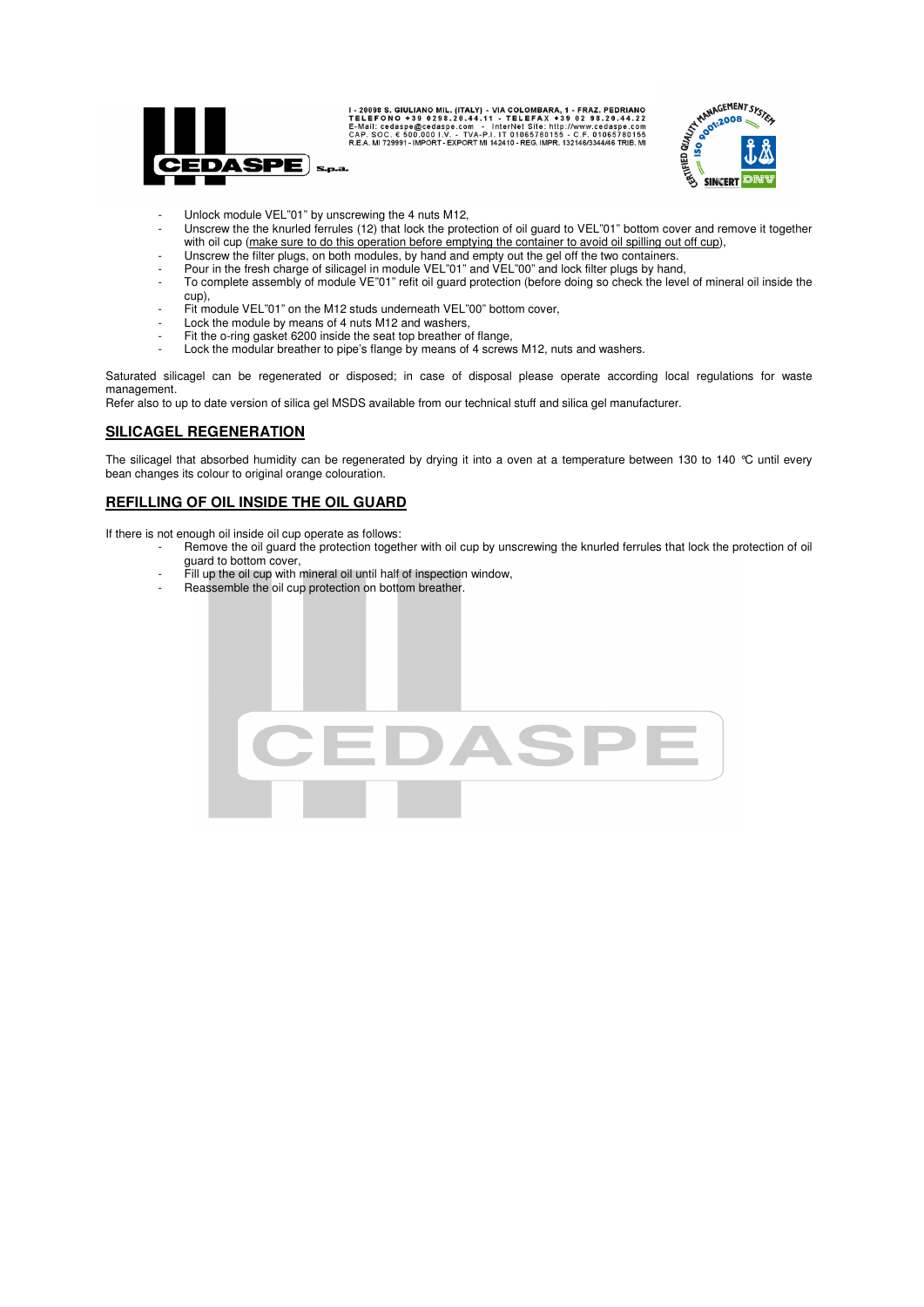- Unlock module VEL"01" by unscrewing the 4 nuts M12,
- Unscrew the the knurled ferrules (12) that lock the protection of oil guard to VEL"01" bottom cover and remove it together with oil cup (make sure to do this operation before emptying the container to avoid oil spilling out off cup),
- Unscrew the filter plugs, on both modules, by hand and empty out the gel off the two containers.
- Pour in the fresh charge of silicagel in module VEL"01" and VEL"00" and lock filter plugs by hand,
- To complete assembly of module VE"01" refit oil guard protection (before doing so check the level of mineral oil inside the cup),
- Fit module VEL"01" on the M12 studs underneath VEL"00" bottom cover,
- Lock the module by means of 4 nuts M12 and washers,
- Fit the o-ring gasket 6200 inside the seat top breather of flange,
- Lock the modular breather to pipe's flange by means of 4 screws M12, nuts and washers.

Saturated silicagel can be regenerated or disposed; in case of disposal please operate according local regulations for waste management.
Refer also to up to date version of silica gel MSDS available from our technical stuff and silica gel manufacturer.

## SILICAGEL REGENERATION

The silicagel that absorbed humidity can be regenerated by drying it into a oven at a temperature between 130 to 140 °C until every bean changes its colour to original orange colouration.

## REFILLING OF OIL INSIDE THE OIL GUARD

If there is not enough oil inside oil cup operate as follows:

- Remove the oil guard the protection together with oil cup by unscrewing the knurled ferrules that lock the protection of oil guard to bottom cover,
- Fill up the oil cup with mineral oil until half of inspection window,
- Reassemble the oil cup protection on bottom breather.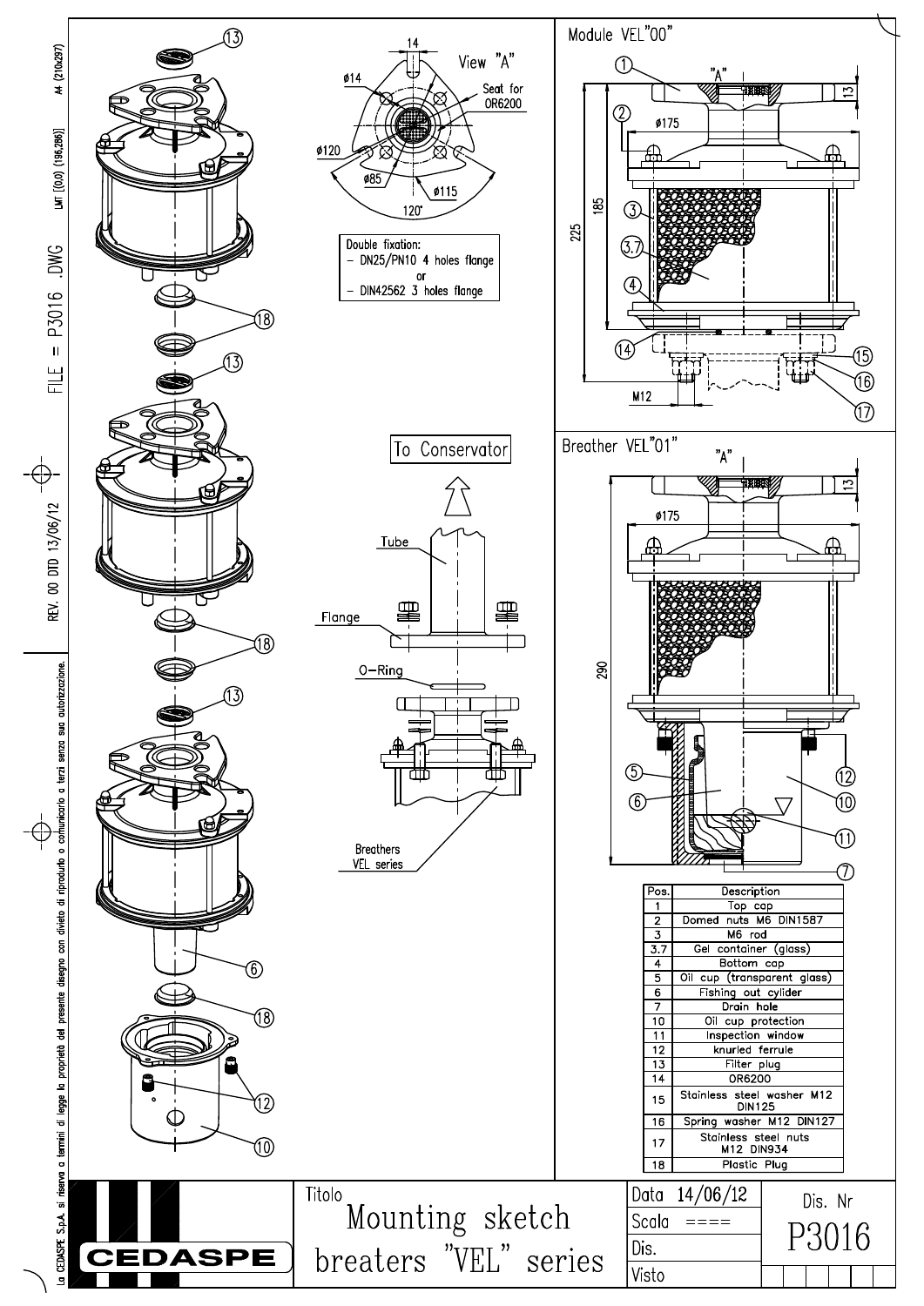## Module VEL"00"

"A"

ø175

225

185

13

M12

## View "A"

14

ø14

Seat for OR6200

ø120

ø85

ø115

120°

Double fixation:
- DN25/PN10 4 holes flange
  or
- DIN42562 3 holes flange

To Conservator

Tube

Flange

O-Ring

Breathers VEL series

## Breather VEL"01"

"A"

ø175

290

13

| Pos. | Description |
|---|---|
| 1 | Top cap |
| 2 | Domed nuts M6 DIN1587 |
| 3 | M6 rod |
| 3.7 | Gel container (glass) |
| 4 | Bottom cap |
| 5 | Oil cup (transparent glass) |
| 6 | Fishing out cylider |
| 7 | Drain hole |
| 10 | Oil cup protection |
| 11 | Inspection window |
| 12 | knurled ferrule |
| 13 | Filter plug |
| 14 | OR6200 |
| 15 | Stainless steel washer M12 DIN125 |
| 16 | Spring washer M12 DIN127 |
| 17 | Stainless steel nuts M12 DIN934 |
| 18 | Plastic Plug |

| CEDASPE | Titolo: Mounting sketch breaters "VEL" series | Data 14/06/12 | Dis. Nr |
|---|---|---|---|
| | | Scala ==== | P3016 |
| | | Dis. | |
| | | Visto | |

FILE = P3016 .DWG

REV. 00 DTD 13/06/12

La CEDASPE S.p.A. si riserva a termini di legge la proprietà del presente disegno con divieto di riprodurlo o comunicarlo a terzi senza sua autorizzazione.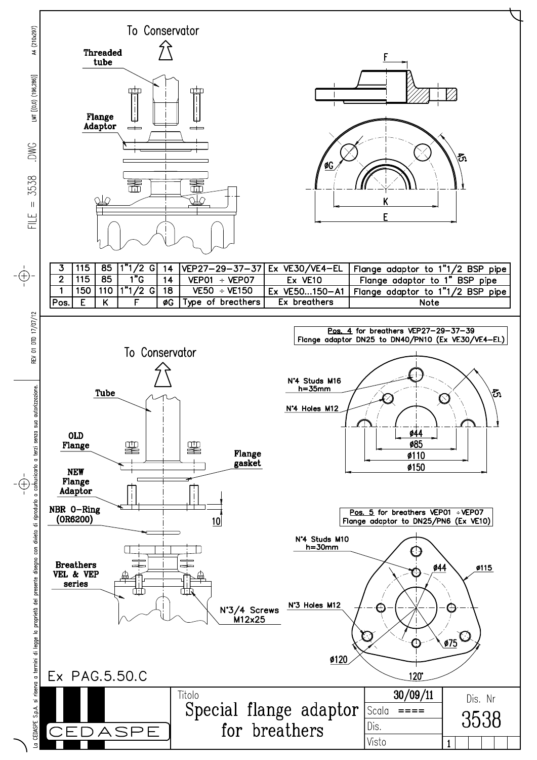To Conservator

Threaded tube

Flange Adaptor

F

ØG

45°

K

E

| Pos. | E | K | F | ØG | Type of breathers | Ex breathers | Note |
|---|---|---|---|---|---|---|---|
| 3 | 115 | 85 | 1"1/2 G | 14 | VEP27–29–37–37 | Ex VE30/VE4–EL | Flange adaptor to 1"1/2 BSP pipe |
| 2 | 115 | 85 | 1"G | 14 | VEP01 ÷ VEP07 | Ex VE10 | Flange adaptor to 1" BSP pipe |
| 1 | 150 | 110 | 1"1/2 G | 18 | VE50 ÷ VE150 | Ex VE50...150–A1 | Flange adaptor to 1"1/2 BSP pipe |

To Conservator

Tube

OLD Flange

Flange gasket

NEW Flange Adaptor

10

NBR O-Ring (OR6200)

Breathers VEL & VEP series

N°3/4 Screws M12x25

**Pos. 4** for breathers VEP27–29–37–39
Flange adaptor DN25 to DN40/PN10 (Ex VE30/VE4–EL)

N°4 Studs M16 h=35mm

N°4 Holes M12

45°

ø44

ø85

ø110

ø150

**Pos. 5** for breathers VEP01 ÷VEP07
Flange adaptor to DN25/PN6 (Ex VE10)

N°4 Studs M10 h=30mm

ø44

ø115

N°3 Holes M12

ø75

ø120

120°

Ex PAG.5.50.C

CEDASPE

Titolo
Special flange adaptor for breathers

30/09/11

Scala ====

Dis.

Visto

Dis. Nr
3538

1

FILE = 3538 .DWG

REV 01 DTD 17/07/12

La CEDASPE S.p.A. si riserva a termini di legge la proprietà del presente disegno con divieto di riprodurlo o comunicarlo a terzi senza sua autorizzazione.